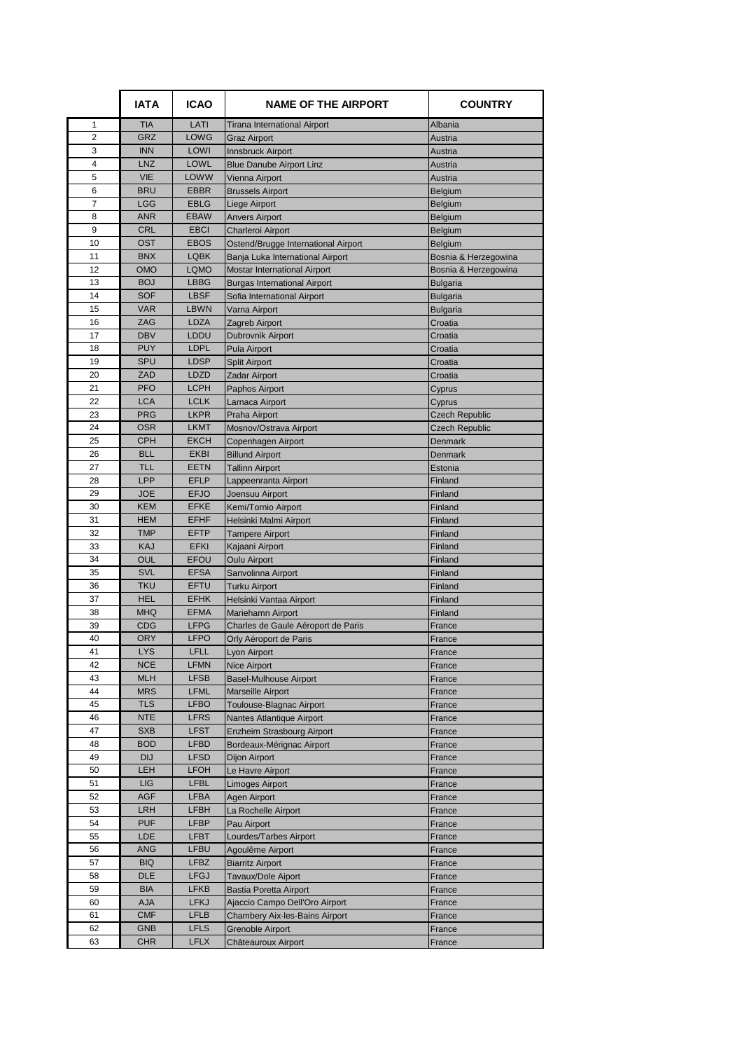| | IATA | ICAO | NAME OF THE AIRPORT | COUNTRY |
|---|---|---|---|---|
| 1 | TIA | LATI | Tirana International Airport | Albania |
| 2 | GRZ | LOWG | Graz Airport | Austria |
| 3 | INN | LOWI | Innsbruck Airport | Austria |
| 4 | LNZ | LOWL | Blue Danube Airport Linz | Austria |
| 5 | VIE | LOWW | Vienna Airport | Austria |
| 6 | BRU | EBBR | Brussels Airport | Belgium |
| 7 | LGG | EBLG | Liege Airport | Belgium |
| 8 | ANR | EBAW | Anvers Airport | Belgium |
| 9 | CRL | EBCI | Charleroi Airport | Belgium |
| 10 | OST | EBOS | Ostend/Brugge International Airport | Belgium |
| 11 | BNX | LQBK | Banja Luka International Airport | Bosnia & Herzegowina |
| 12 | OMO | LQMO | Mostar International Airport | Bosnia & Herzegowina |
| 13 | BOJ | LBBG | Burgas International Airport | Bulgaria |
| 14 | SOF | LBSF | Sofia International Airport | Bulgaria |
| 15 | VAR | LBWN | Varna Airport | Bulgaria |
| 16 | ZAG | LDZA | Zagreb Airport | Croatia |
| 17 | DBV | LDDU | Dubrovnik Airport | Croatia |
| 18 | PUY | LDPL | Pula Airport | Croatia |
| 19 | SPU | LDSP | Split Airport | Croatia |
| 20 | ZAD | LDZD | Zadar Airport | Croatia |
| 21 | PFO | LCPH | Paphos Airport | Cyprus |
| 22 | LCA | LCLK | Larnaca Airport | Cyprus |
| 23 | PRG | LKPR | Praha Airport | Czech Republic |
| 24 | OSR | LKMT | Mosnov/Ostrava Airport | Czech Republic |
| 25 | CPH | EKCH | Copenhagen Airport | Denmark |
| 26 | BLL | EKBI | Billund Airport | Denmark |
| 27 | TLL | EETN | Tallinn Airport | Estonia |
| 28 | LPP | EFLP | Lappeenranta Airport | Finland |
| 29 | JOE | EFJO | Joensuu Airport | Finland |
| 30 | KEM | EFKE | Kemi/Tornio Airport | Finland |
| 31 | HEM | EFHF | Helsinki Malmi Airport | Finland |
| 32 | TMP | EFTP | Tampere Airport | Finland |
| 33 | KAJ | EFKI | Kajaani Airport | Finland |
| 34 | OUL | EFOU | Oulu Airport | Finland |
| 35 | SVL | EFSA | Sanvolinna Airport | Finland |
| 36 | TKU | EFTU | Turku Airport | Finland |
| 37 | HEL | EFHK | Helsinki Vantaa Airport | Finland |
| 38 | MHQ | EFMA | Mariehamn Airport | Finland |
| 39 | CDG | LFPG | Charles de Gaule Aéroport de Paris | France |
| 40 | ORY | LFPO | Orly Aéroport de Paris | France |
| 41 | LYS | LFLL | Lyon Airport | France |
| 42 | NCE | LFMN | Nice Airport | France |
| 43 | MLH | LFSB | Basel-Mulhouse Airport | France |
| 44 | MRS | LFML | Marseille Airport | France |
| 45 | TLS | LFBO | Toulouse-Blagnac Airport | France |
| 46 | NTE | LFRS | Nantes Atlantique Airport | France |
| 47 | SXB | LFST | Enzheim Strasbourg Airport | France |
| 48 | BOD | LFBD | Bordeaux-Mérignac Airport | France |
| 49 | DIJ | LFSD | Dijon Airport | France |
| 50 | LEH | LFOH | Le Havre Airport | France |
| 51 | LIG | LFBL | Limoges Airport | France |
| 52 | AGF | LFBA | Agen Airport | France |
| 53 | LRH | LFBH | La Rochelle Airport | France |
| 54 | PUF | LFBP | Pau Airport | France |
| 55 | LDE | LFBT | Lourdes/Tarbes Airport | France |
| 56 | ANG | LFBU | Agoulême Airport | France |
| 57 | BIQ | LFBZ | Biarritz Airport | France |
| 58 | DLE | LFGJ | Tavaux/Dole Aiport | France |
| 59 | BIA | LFKB | Bastia Poretta Airport | France |
| 60 | AJA | LFKJ | Ajaccio Campo Dell'Oro Airport | France |
| 61 | CMF | LFLB | Chambery Aix-les-Bains Airport | France |
| 62 | GNB | LFLS | Grenoble Airport | France |
| 63 | CHR | LFLX | Châteauroux Airport | France |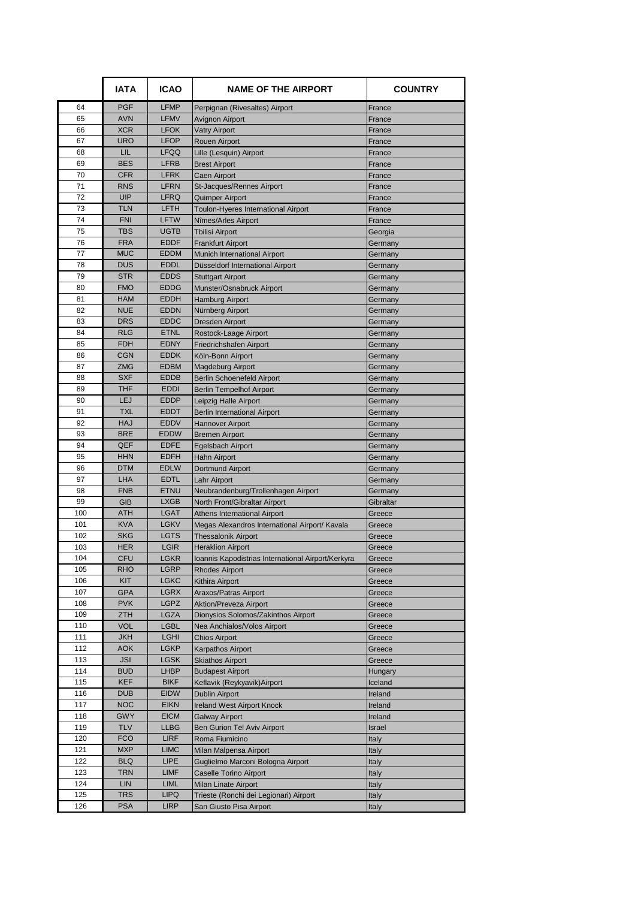| | IATA | ICAO | NAME OF THE AIRPORT | COUNTRY |
|---|---|---|---|---|
| 64 | PGF | LFMP | Perpignan (Rivesaltes) Airport | France |
| 65 | AVN | LFMV | Avignon Airport | France |
| 66 | XCR | LFOK | Vatry Airport | France |
| 67 | URO | LFOP | Rouen Airport | France |
| 68 | LIL | LFQQ | Lille (Lesquin) Airport | France |
| 69 | BES | LFRB | Brest Airport | France |
| 70 | CFR | LFRK | Caen Airport | France |
| 71 | RNS | LFRN | St-Jacques/Rennes Airport | France |
| 72 | UIP | LFRQ | Quimper Airport | France |
| 73 | TLN | LFTH | Toulon-Hyeres International Airport | France |
| 74 | FNI | LFTW | Nîmes/Arles Airport | France |
| 75 | TBS | UGTB | Tbilisi Airport | Georgia |
| 76 | FRA | EDDF | Frankfurt Airport | Germany |
| 77 | MUC | EDDM | Munich International Airport | Germany |
| 78 | DUS | EDDL | Düsseldorf International Airport | Germany |
| 79 | STR | EDDS | Stuttgart Airport | Germany |
| 80 | FMO | EDDG | Munster/Osnabruck Airport | Germany |
| 81 | HAM | EDDH | Hamburg Airport | Germany |
| 82 | NUE | EDDN | Nürnberg Airport | Germany |
| 83 | DRS | EDDC | Dresden Airport | Germany |
| 84 | RLG | ETNL | Rostock-Laage Airport | Germany |
| 85 | FDH | EDNY | Friedrichshafen Airport | Germany |
| 86 | CGN | EDDK | Köln-Bonn Airport | Germany |
| 87 | ZMG | EDBM | Magdeburg Airport | Germany |
| 88 | SXF | EDDB | Berlin Schoenefeld Airport | Germany |
| 89 | THF | EDDI | Berlin Tempelhof Airport | Germany |
| 90 | LEJ | EDDP | Leipzig Halle Airport | Germany |
| 91 | TXL | EDDT | Berlin International Airport | Germany |
| 92 | HAJ | EDDV | Hannover Airport | Germany |
| 93 | BRE | EDDW | Bremen Airport | Germany |
| 94 | QEF | EDFE | Egelsbach Airport | Germany |
| 95 | HHN | EDFH | Hahn Airport | Germany |
| 96 | DTM | EDLW | Dortmund Airport | Germany |
| 97 | LHA | EDTL | Lahr Airport | Germany |
| 98 | FNB | ETNU | Neubrandenburg/Trollenhagen Airport | Germany |
| 99 | GIB | LXGB | North Front/Gibraltar Airport | Gibraltar |
| 100 | ATH | LGAT | Athens International Airport | Greece |
| 101 | KVA | LGKV | Megas Alexandros International Airport/ Kavala | Greece |
| 102 | SKG | LGTS | Thessalonik Airport | Greece |
| 103 | HER | LGIR | Heraklion Airport | Greece |
| 104 | CFU | LGKR | Ioannis Kapodistrias International Airport/Kerkyra | Greece |
| 105 | RHO | LGRP | Rhodes Airport | Greece |
| 106 | KIT | LGKC | Kithira Airport | Greece |
| 107 | GPA | LGRX | Araxos/Patras Airport | Greece |
| 108 | PVK | LGPZ | Aktion/Preveza Airport | Greece |
| 109 | ZTH | LGZA | Dionysios Solomos/Zakinthos Airport | Greece |
| 110 | VOL | LGBL | Nea Anchialos/Volos Airport | Greece |
| 111 | JKH | LGHI | Chios Airport | Greece |
| 112 | AOK | LGKP | Karpathos Airport | Greece |
| 113 | JSI | LGSK | Skiathos Airport | Greece |
| 114 | BUD | LHBP | Budapest Airport | Hungary |
| 115 | KEF | BIKF | Keflavik (Reykyavik)Airport | Iceland |
| 116 | DUB | EIDW | Dublin Airport | Ireland |
| 117 | NOC | EIKN | Ireland West Airport Knock | Ireland |
| 118 | GWY | EICM | Galway Airport | Ireland |
| 119 | TLV | LLBG | Ben Gurion Tel Aviv Airport | Israel |
| 120 | FCO | LIRF | Roma Fiumicino | Italy |
| 121 | MXP | LIMC | Milan Malpensa Airport | Italy |
| 122 | BLQ | LIPE | Guglielmo Marconi Bologna Airport | Italy |
| 123 | TRN | LIMF | Caselle Torino Airport | Italy |
| 124 | LIN | LIML | Milan Linate Airport | Italy |
| 125 | TRS | LIPQ | Trieste (Ronchi dei Legionari) Airport | Italy |
| 126 | PSA | LIRP | San Giusto Pisa Airport | Italy |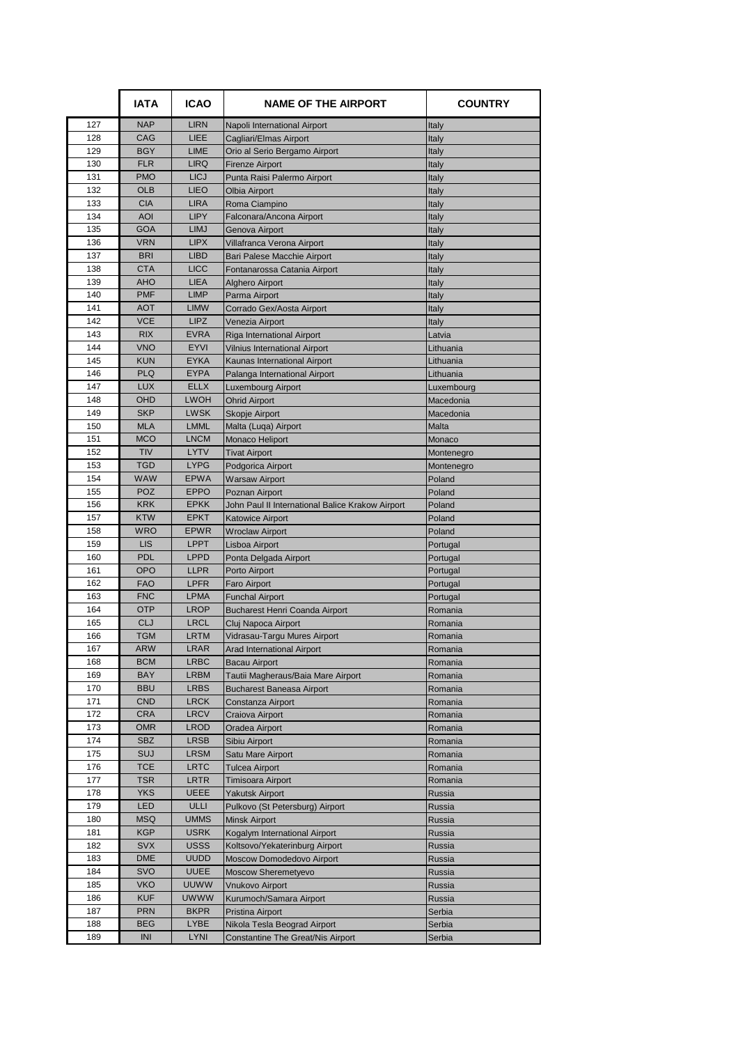| | IATA | ICAO | NAME OF THE AIRPORT | COUNTRY |
|---|---|---|---|---|
| 127 | NAP | LIRN | Napoli International Airport | Italy |
| 128 | CAG | LIEE | Cagliari/Elmas Airport | Italy |
| 129 | BGY | LIME | Orio al Serio Bergamo Airport | Italy |
| 130 | FLR | LIRQ | Firenze Airport | Italy |
| 131 | PMO | LICJ | Punta Raisi Palermo Airport | Italy |
| 132 | OLB | LIEO | Olbia Airport | Italy |
| 133 | CIA | LIRA | Roma Ciampino | Italy |
| 134 | AOI | LIPY | Falconara/Ancona Airport | Italy |
| 135 | GOA | LIMJ | Genova Airport | Italy |
| 136 | VRN | LIPX | Villafranca Verona Airport | Italy |
| 137 | BRI | LIBD | Bari Palese Macchie Airport | Italy |
| 138 | CTA | LICC | Fontanarossa Catania Airport | Italy |
| 139 | AHO | LIEA | Alghero Airport | Italy |
| 140 | PMF | LIMP | Parma Airport | Italy |
| 141 | AOT | LIMW | Corrado Gex/Aosta Airport | Italy |
| 142 | VCE | LIPZ | Venezia Airport | Italy |
| 143 | RIX | EVRA | Riga International Airport | Latvia |
| 144 | VNO | EYVI | Vilnius International Airport | Lithuania |
| 145 | KUN | EYKA | Kaunas International Airport | Lithuania |
| 146 | PLQ | EYPA | Palanga International Airport | Lithuania |
| 147 | LUX | ELLX | Luxembourg Airport | Luxembourg |
| 148 | OHD | LWOH | Ohrid Airport | Macedonia |
| 149 | SKP | LWSK | Skopje Airport | Macedonia |
| 150 | MLA | LMML | Malta (Luqa) Airport | Malta |
| 151 | MCO | LNCM | Monaco Heliport | Monaco |
| 152 | TIV | LYTV | Tivat Airport | Montenegro |
| 153 | TGD | LYPG | Podgorica Airport | Montenegro |
| 154 | WAW | EPWA | Warsaw Airport | Poland |
| 155 | POZ | EPPO | Poznan Airport | Poland |
| 156 | KRK | EPKK | John Paul II International Balice Krakow Airport | Poland |
| 157 | KTW | EPKT | Katowice Airport | Poland |
| 158 | WRO | EPWR | Wroclaw Airport | Poland |
| 159 | LIS | LPPT | Lisboa Airport | Portugal |
| 160 | PDL | LPPD | Ponta Delgada Airport | Portugal |
| 161 | OPO | LLPR | Porto Airport | Portugal |
| 162 | FAO | LPFR | Faro Airport | Portugal |
| 163 | FNC | LPMA | Funchal Airport | Portugal |
| 164 | OTP | LROP | Bucharest Henri Coanda Airport | Romania |
| 165 | CLJ | LRCL | Cluj Napoca Airport | Romania |
| 166 | TGM | LRTM | Vidrasau-Targu Mures Airport | Romania |
| 167 | ARW | LRAR | Arad International Airport | Romania |
| 168 | BCM | LRBC | Bacau Airport | Romania |
| 169 | BAY | LRBM | Tautii Magheraus/Baia Mare Airport | Romania |
| 170 | BBU | LRBS | Bucharest Baneasa Airport | Romania |
| 171 | CND | LRCK | Constanza Airport | Romania |
| 172 | CRA | LRCV | Craiova Airport | Romania |
| 173 | OMR | LROD | Oradea Airport | Romania |
| 174 | SBZ | LRSB | Sibiu Airport | Romania |
| 175 | SUJ | LRSM | Satu Mare Airport | Romania |
| 176 | TCE | LRTC | Tulcea Airport | Romania |
| 177 | TSR | LRTR | Timisoara Airport | Romania |
| 178 | YKS | UEEE | Yakutsk Airport | Russia |
| 179 | LED | ULLI | Pulkovo (St Petersburg) Airport | Russia |
| 180 | MSQ | UMMS | Minsk Airport | Russia |
| 181 | KGP | USRK | Kogalym International Airport | Russia |
| 182 | SVX | USSS | Koltsovo/Yekaterinburg Airport | Russia |
| 183 | DME | UUDD | Moscow Domodedovo Airport | Russia |
| 184 | SVO | UUEE | Moscow Sheremetyevo | Russia |
| 185 | VKO | UUWW | Vnukovo Airport | Russia |
| 186 | KUF | UWWW | Kurumoch/Samara Airport | Russia |
| 187 | PRN | BKPR | Pristina Airport | Serbia |
| 188 | BEG | LYBE | Nikola Tesla Beograd Airport | Serbia |
| 189 | INI | LYNI | Constantine The Great/Nis Airport | Serbia |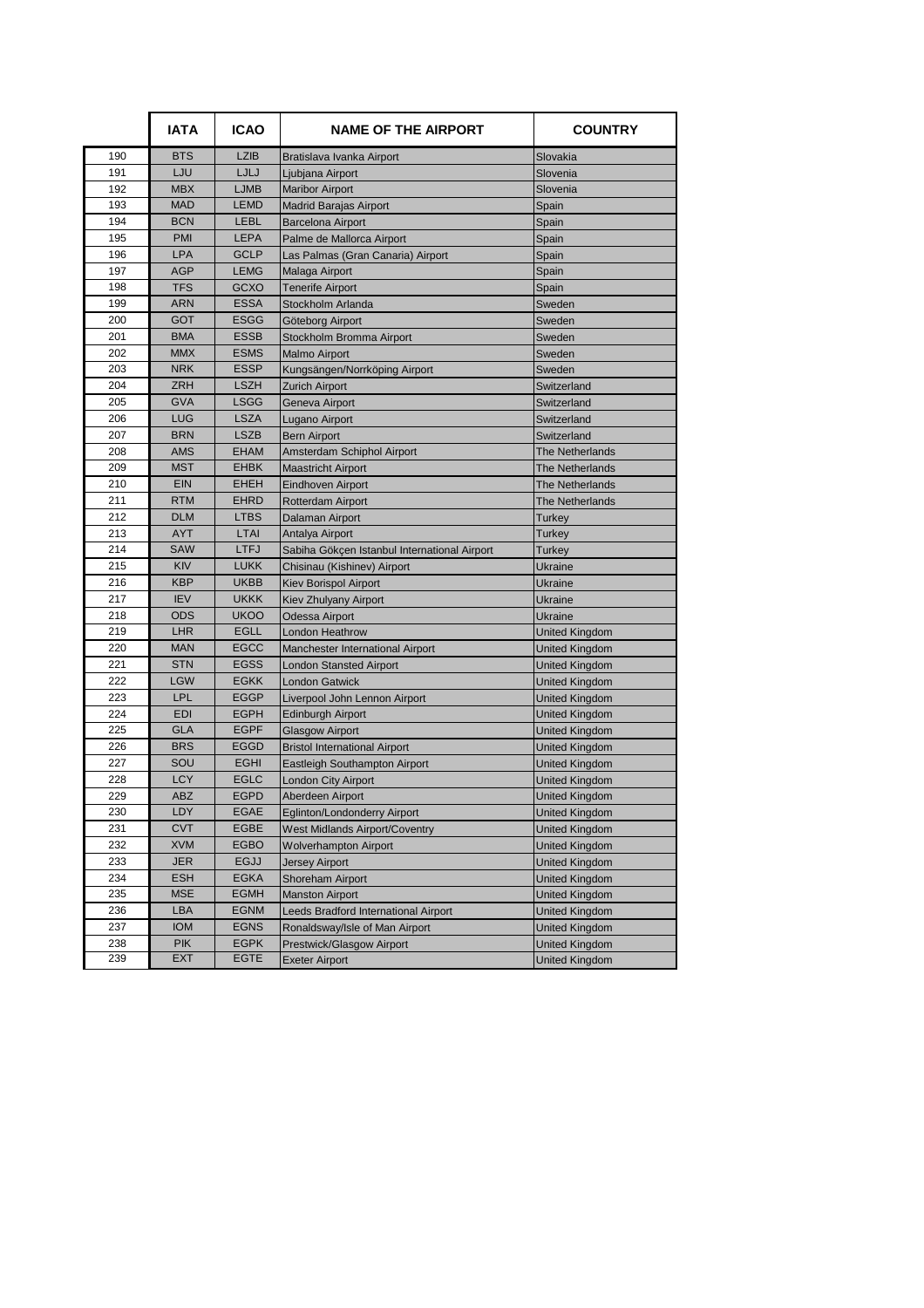| | IATA | ICAO | NAME OF THE AIRPORT | COUNTRY |
|---|---|---|---|---|
| 190 | BTS | LZIB | Bratislava Ivanka Airport | Slovakia |
| 191 | LJU | LJLJ | Ljubjana Airport | Slovenia |
| 192 | MBX | LJMB | Maribor Airport | Slovenia |
| 193 | MAD | LEMD | Madrid Barajas Airport | Spain |
| 194 | BCN | LEBL | Barcelona Airport | Spain |
| 195 | PMI | LEPA | Palme de Mallorca Airport | Spain |
| 196 | LPA | GCLP | Las Palmas (Gran Canaria) Airport | Spain |
| 197 | AGP | LEMG | Malaga Airport | Spain |
| 198 | TFS | GCXO | Tenerife Airport | Spain |
| 199 | ARN | ESSA | Stockholm Arlanda | Sweden |
| 200 | GOT | ESGG | Göteborg Airport | Sweden |
| 201 | BMA | ESSB | Stockholm Bromma Airport | Sweden |
| 202 | MMX | ESMS | Malmo Airport | Sweden |
| 203 | NRK | ESSP | Kungsängen/Norrköping Airport | Sweden |
| 204 | ZRH | LSZH | Zurich Airport | Switzerland |
| 205 | GVA | LSGG | Geneva Airport | Switzerland |
| 206 | LUG | LSZA | Lugano Airport | Switzerland |
| 207 | BRN | LSZB | Bern Airport | Switzerland |
| 208 | AMS | EHAM | Amsterdam Schiphol Airport | The Netherlands |
| 209 | MST | EHBK | Maastricht Airport | The Netherlands |
| 210 | EIN | EHEH | Eindhoven Airport | The Netherlands |
| 211 | RTM | EHRD | Rotterdam Airport | The Netherlands |
| 212 | DLM | LTBS | Dalaman Airport | Turkey |
| 213 | AYT | LTAI | Antalya Airport | Turkey |
| 214 | SAW | LTFJ | Sabiha Gökçen Istanbul International Airport | Turkey |
| 215 | KIV | LUKK | Chisinau (Kishinev) Airport | Ukraine |
| 216 | KBP | UKBB | Kiev Borispol Airport | Ukraine |
| 217 | IEV | UKKK | Kiev Zhulyany Airport | Ukraine |
| 218 | ODS | UKOO | Odessa Airport | Ukraine |
| 219 | LHR | EGLL | London Heathrow | United Kingdom |
| 220 | MAN | EGCC | Manchester International Airport | United Kingdom |
| 221 | STN | EGSS | London Stansted Airport | United Kingdom |
| 222 | LGW | EGKK | London Gatwick | United Kingdom |
| 223 | LPL | EGGP | Liverpool John Lennon Airport | United Kingdom |
| 224 | EDI | EGPH | Edinburgh Airport | United Kingdom |
| 225 | GLA | EGPF | Glasgow Airport | United Kingdom |
| 226 | BRS | EGGD | Bristol International Airport | United Kingdom |
| 227 | SOU | EGHI | Eastleigh Southampton Airport | United Kingdom |
| 228 | LCY | EGLC | London City Airport | United Kingdom |
| 229 | ABZ | EGPD | Aberdeen Airport | United Kingdom |
| 230 | LDY | EGAE | Eglinton/Londonderry Airport | United Kingdom |
| 231 | CVT | EGBE | West Midlands Airport/Coventry | United Kingdom |
| 232 | XVM | EGBO | Wolverhampton Airport | United Kingdom |
| 233 | JER | EGJJ | Jersey Airport | United Kingdom |
| 234 | ESH | EGKA | Shoreham Airport | United Kingdom |
| 235 | MSE | EGMH | Manston Airport | United Kingdom |
| 236 | LBA | EGNM | Leeds Bradford International Airport | United Kingdom |
| 237 | IOM | EGNS | Ronaldsway/Isle of Man Airport | United Kingdom |
| 238 | PIK | EGPK | Prestwick/Glasgow Airport | United Kingdom |
| 239 | EXT | EGTE | Exeter Airport | United Kingdom |